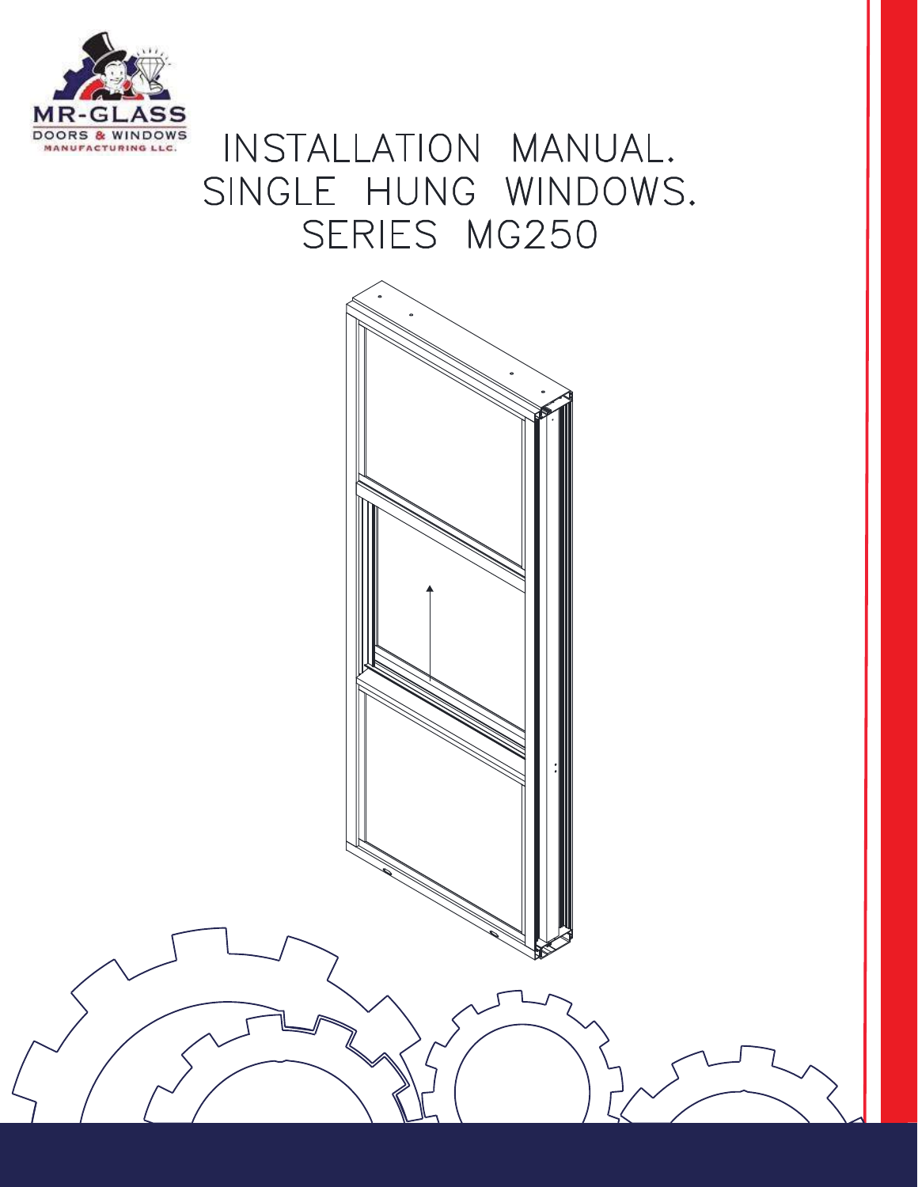MR-GLASS
DOORS & WINDOWS
MANUFACTURING LLC.

# INSTALLATION MANUAL.
# SINGLE HUNG WINDOWS.
# SERIES MG250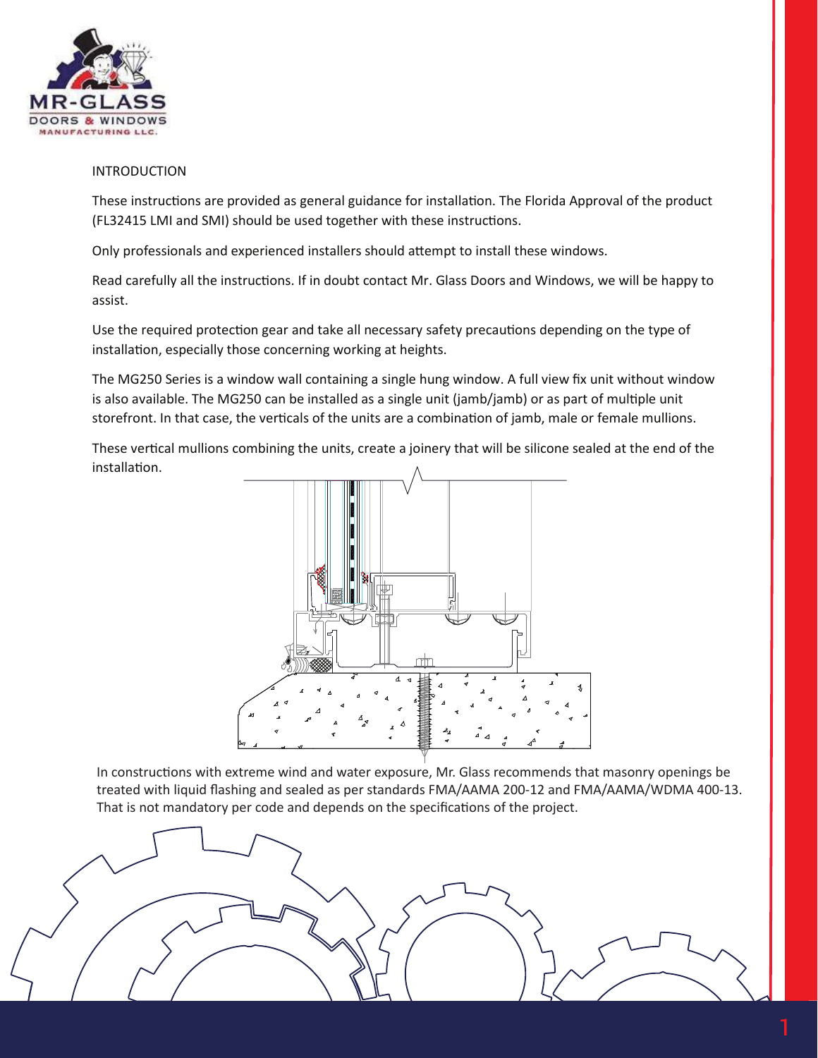## INTRODUCTION

These instructions are provided as general guidance for installation. The Florida Approval of the product (FL32415 LMI and SMI) should be used together with these instructions.

Only professionals and experienced installers should attempt to install these windows.

Read carefully all the instructions. If in doubt contact Mr. Glass Doors and Windows, we will be happy to assist.

Use the required protection gear and take all necessary safety precautions depending on the type of installation, especially those concerning working at heights.

The MG250 Series is a window wall containing a single hung window. A full view fix unit without window is also available. The MG250 can be installed as a single unit (jamb/jamb) or as part of multiple unit storefront. In that case, the verticals of the units are a combination of jamb, male or female mullions.

These vertical mullions combining the units, create a joinery that will be silicone sealed at the end of the installation.

In constructions with extreme wind and water exposure, Mr. Glass recommends that masonry openings be treated with liquid flashing and sealed as per standards FMA/AAMA 200-12 and FMA/AAMA/WDMA 400-13. That is not mandatory per code and depends on the specifications of the project.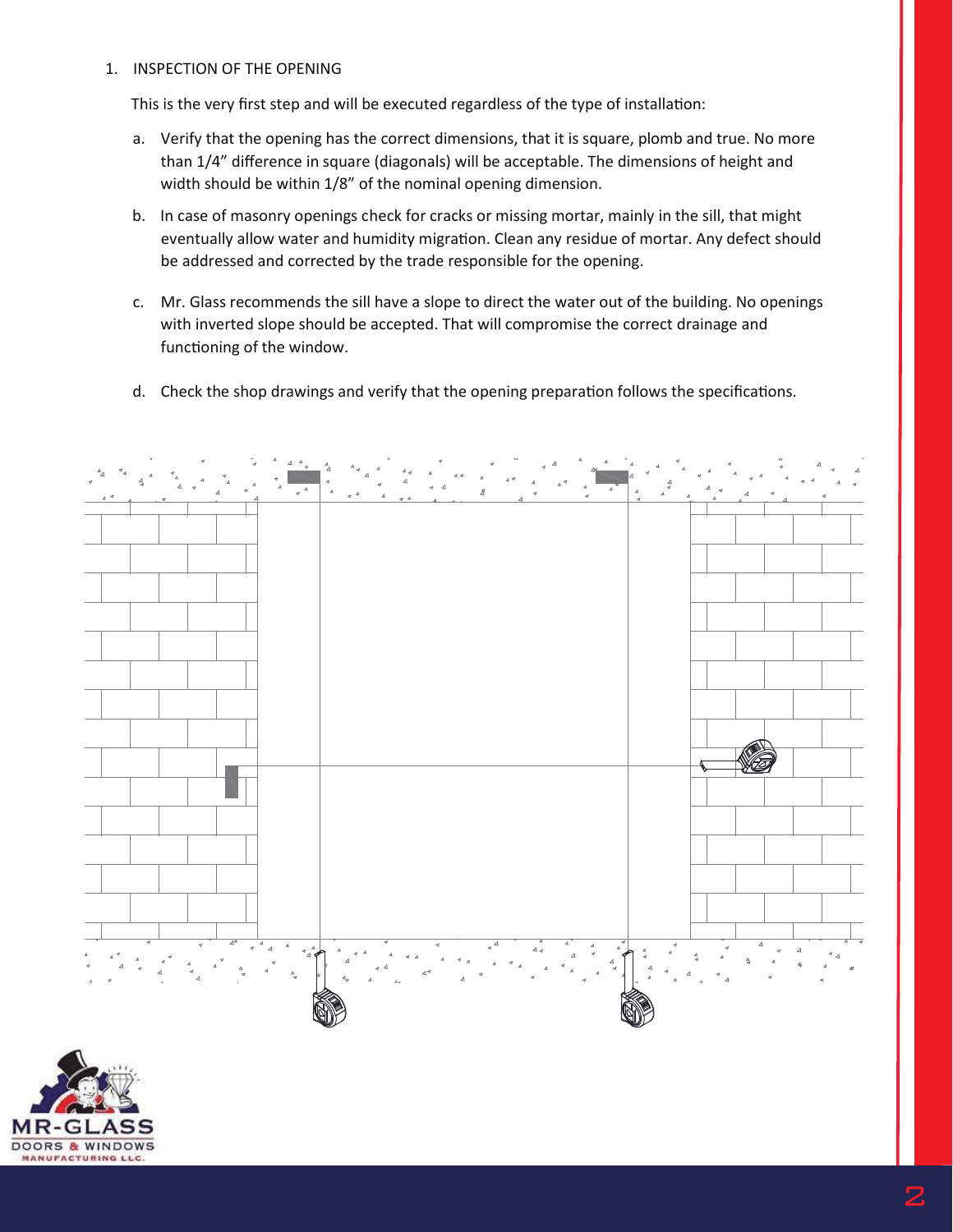1. INSPECTION OF THE OPENING

   This is the very first step and will be executed regardless of the type of installation:

   a. Verify that the opening has the correct dimensions, that it is square, plomb and true. No more than 1/4" difference in square (diagonals) will be acceptable. The dimensions of height and width should be within 1/8" of the nominal opening dimension.

   b. In case of masonry openings check for cracks or missing mortar, mainly in the sill, that might eventually allow water and humidity migration. Clean any residue of mortar. Any defect should be addressed and corrected by the trade responsible for the opening.

   c. Mr. Glass recommends the sill have a slope to direct the water out of the building. No openings with inverted slope should be accepted. That will compromise the correct drainage and functioning of the window.

   d. Check the shop drawings and verify that the opening preparation follows the specifications.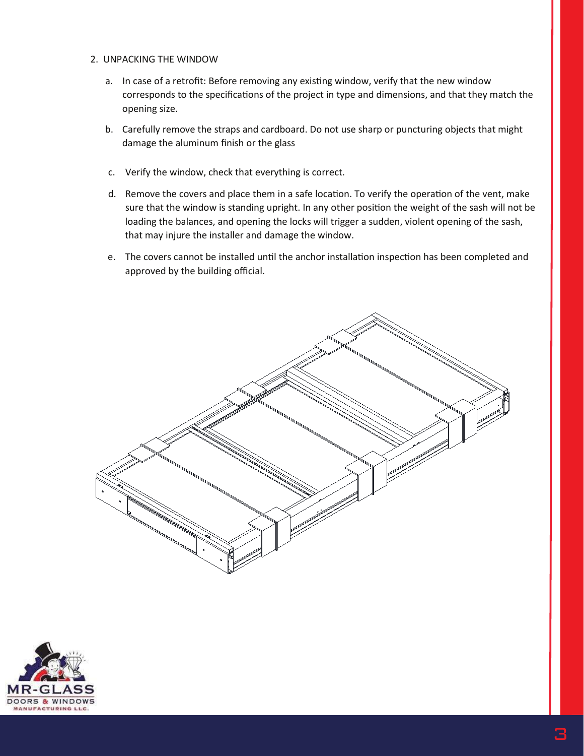2. UNPACKING THE WINDOW

   a. In case of a retrofit: Before removing any existing window, verify that the new window corresponds to the specifications of the project in type and dimensions, and that they match the opening size.

   b. Carefully remove the straps and cardboard. Do not use sharp or puncturing objects that might damage the aluminum finish or the glass

   c. Verify the window, check that everything is correct.

   d. Remove the covers and place them in a safe location. To verify the operation of the vent, make sure that the window is standing upright. In any other position the weight of the sash will not be loading the balances, and opening the locks will trigger a sudden, violent opening of the sash, that may injure the installer and damage the window.

   e. The covers cannot be installed until the anchor installation inspection has been completed and approved by the building official.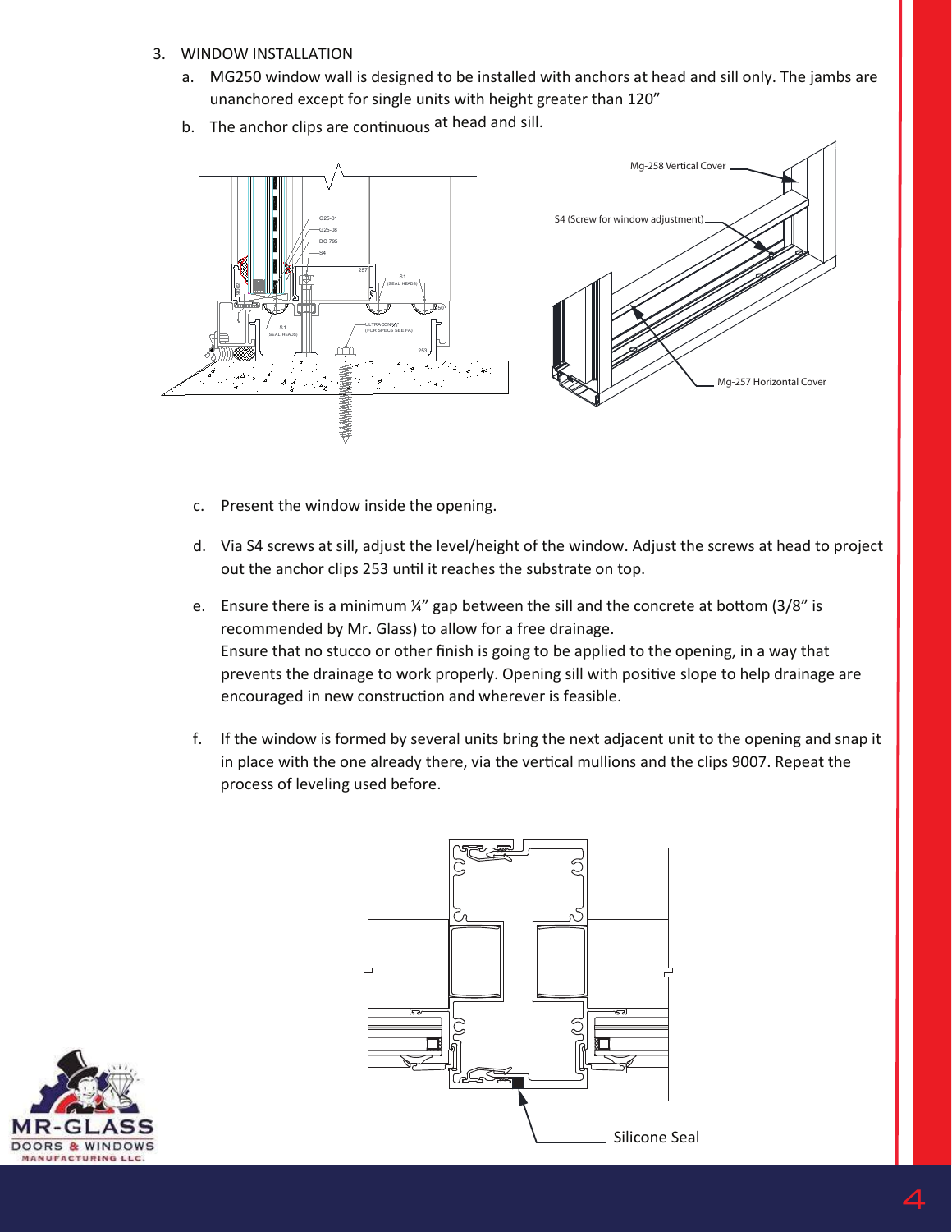3. WINDOW INSTALLATION

   a. MG250 window wall is designed to be installed with anchors at head and sill only. The jambs are unanchored except for single units with height greater than 120”

   b. The anchor clips are continuous at head and sill.

   c. Present the window inside the opening.

   d. Via S4 screws at sill, adjust the level/height of the window. Adjust the screws at head to project out the anchor clips 253 until it reaches the substrate on top.

   e. Ensure there is a minimum ¼” gap between the sill and the concrete at bottom (3/8” is recommended by Mr. Glass) to allow for a free drainage.
      Ensure that no stucco or other finish is going to be applied to the opening, in a way that prevents the drainage to work properly. Opening sill with positive slope to help drainage are encouraged in new construction and wherever is feasible.

   f. If the window is formed by several units bring the next adjacent unit to the opening and snap it in place with the one already there, via the vertical mullions and the clips 9007. Repeat the process of leveling used before.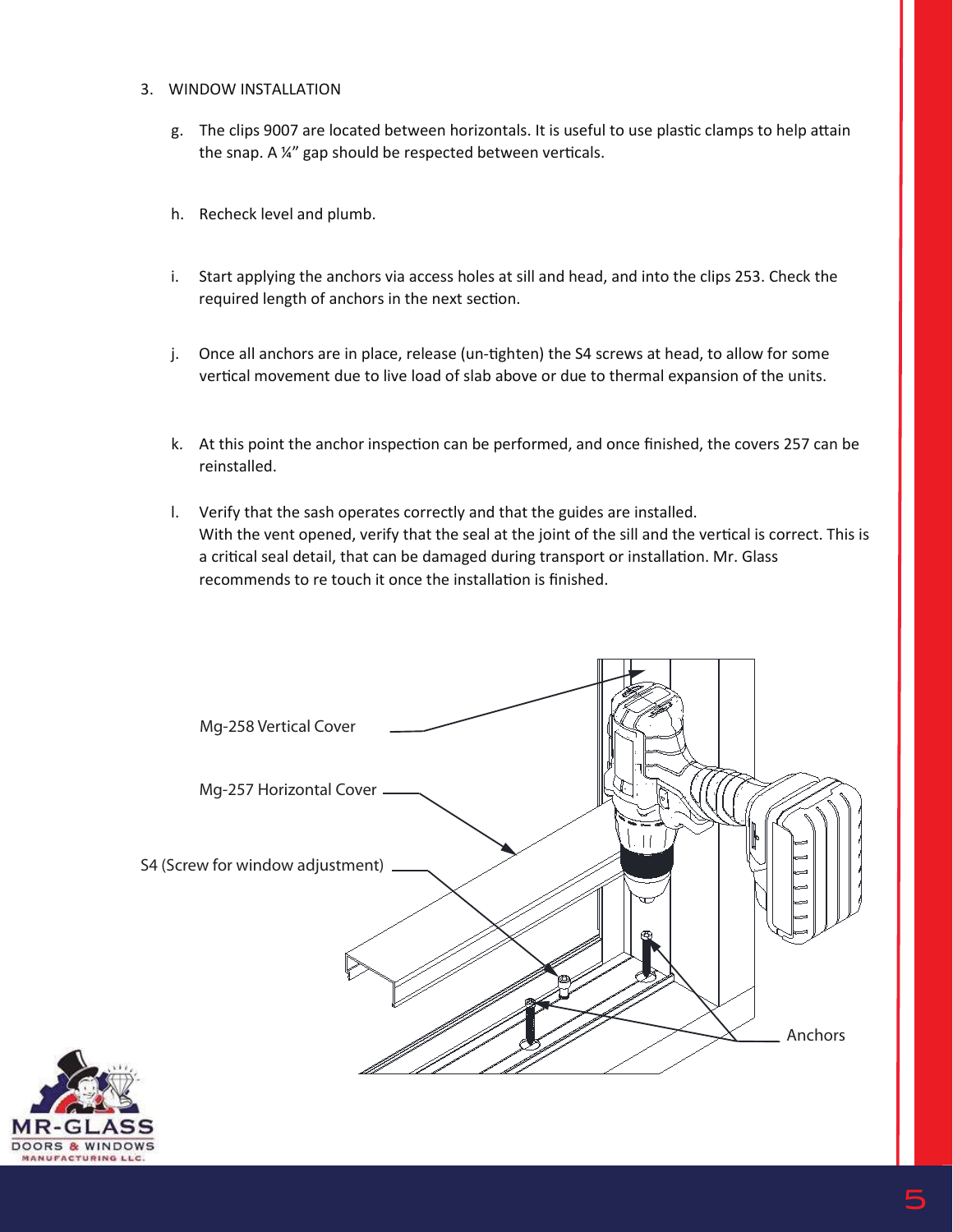3. WINDOW INSTALLATION

g. The clips 9007 are located between horizontals. It is useful to use plastic clamps to help attain the snap. A ¼" gap should be respected between verticals.

h. Recheck level and plumb.

i. Start applying the anchors via access holes at sill and head, and into the clips 253. Check the required length of anchors in the next section.

j. Once all anchors are in place, release (un-tighten) the S4 screws at head, to allow for some vertical movement due to live load of slab above or due to thermal expansion of the units.

k. At this point the anchor inspection can be performed, and once finished, the covers 257 can be reinstalled.

l. Verify that the sash operates correctly and that the guides are installed.
With the vent opened, verify that the seal at the joint of the sill and the vertical is correct. This is a critical seal detail, that can be damaged during transport or installation. Mr. Glass recommends to re touch it once the installation is finished.

Mg-258 Vertical Cover

Mg-257 Horizontal Cover

S4 (Screw for window adjustment)

Anchors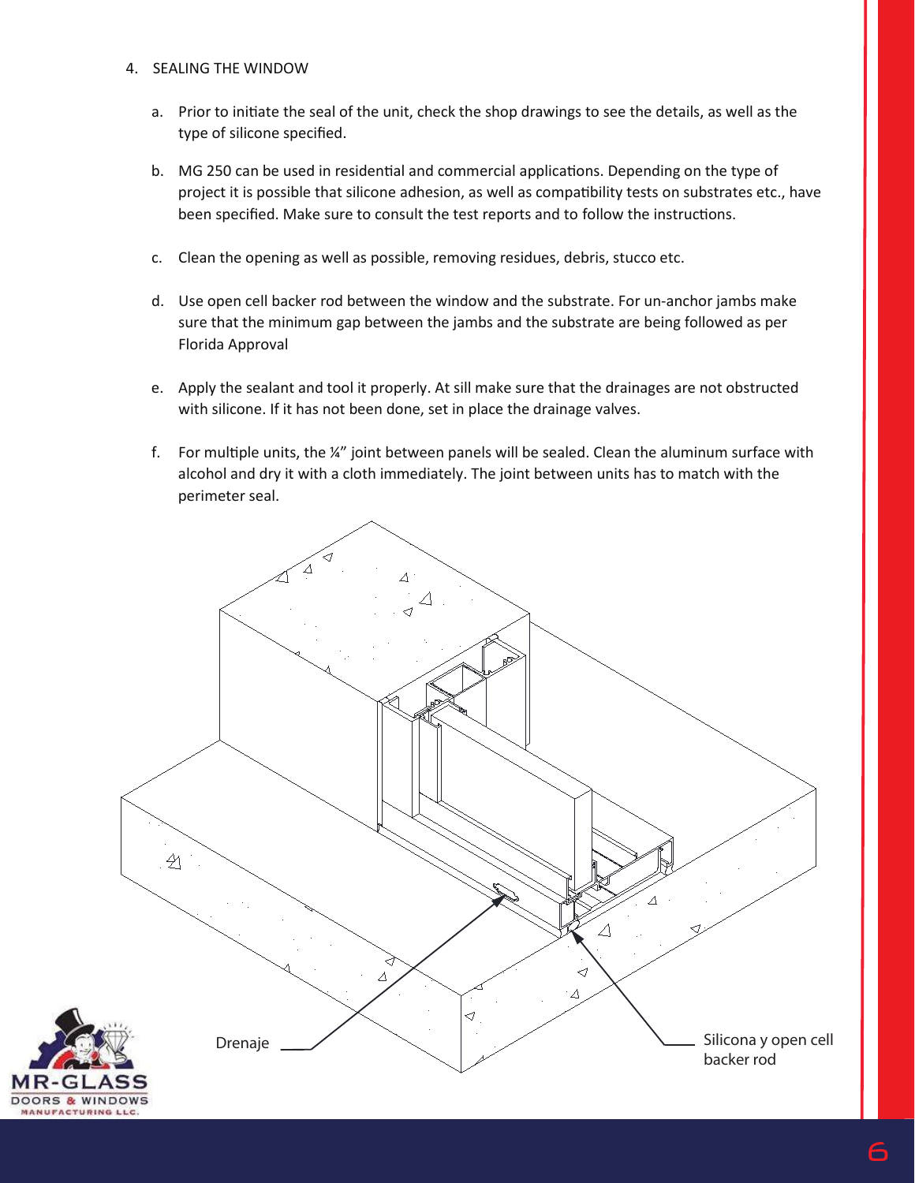4. SEALING THE WINDOW

   a. Prior to initiate the seal of the unit, check the shop drawings to see the details, as well as the type of silicone specified.

   b. MG 250 can be used in residential and commercial applications. Depending on the type of project it is possible that silicone adhesion, as well as compatibility tests on substrates etc., have been specified. Make sure to consult the test reports and to follow the instructions.

   c. Clean the opening as well as possible, removing residues, debris, stucco etc.

   d. Use open cell backer rod between the window and the substrate. For un-anchor jambs make sure that the minimum gap between the jambs and the substrate are being followed as per Florida Approval

   e. Apply the sealant and tool it properly. At sill make sure that the drainages are not obstructed with silicone. If it has not been done, set in place the drainage valves.

   f. For multiple units, the ¼" joint between panels will be sealed. Clean the aluminum surface with alcohol and dry it with a cloth immediately. The joint between units has to match with the perimeter seal.

Drenaje

Silicona y open cell backer rod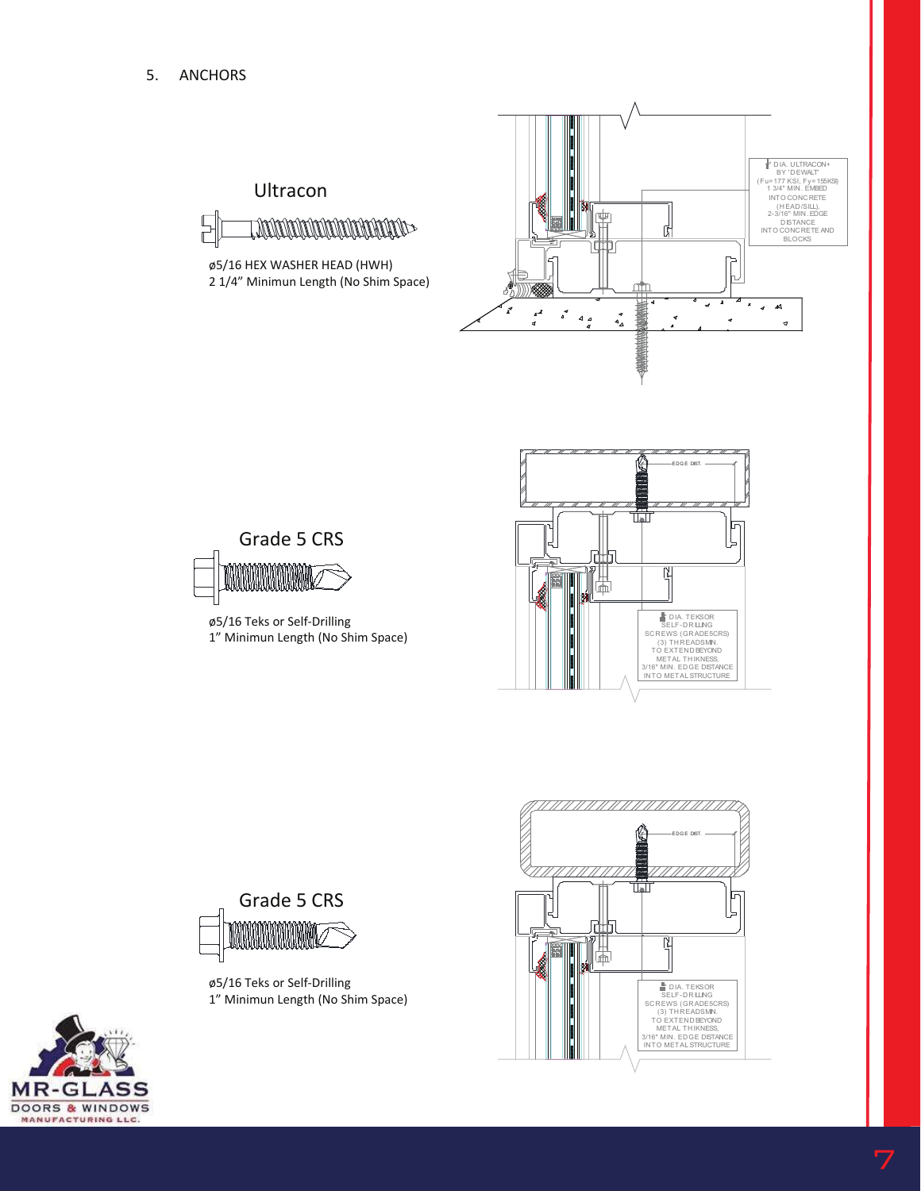## 5. ANCHORS

### Ultracon

ø5/16 HEX WASHER HEAD (HWH)
2 1/4" Minimun Length (No Shim Space)

5/16" DIA. ULTRACON+ BY 'DEWALT' (Fu=177 KSI, Fy=155KSI) 1 3/4" MIN. EMBED INTO CONCRETE (HEAD/SILL), 2-3/16" MIN. EDGE DISTANCE INTO CONCRETE AND BLOCKS

### Grade 5 CRS

ø5/16 Teks or Self-Drilling
1" Minimun Length (No Shim Space)

EDGE DIST.

5/16" DIA. TEKSOR SELF-DRILLING SCREWS (GRADE5CRS) (3) THREADS MIN. TO EXTEND BEYOND METAL THIKNESS, 3/16" MIN. EDGE DISTANCE INTO METAL STRUCTURE

### Grade 5 CRS

ø5/16 Teks or Self-Drilling
1" Minimun Length (No Shim Space)

EDGE DIST.

5/16" DIA. TEKSOR SELF-DRILLING SCREWS (GRADE5CRS) (3) THREADS MIN. TO EXTEND BEYOND METAL THIKNESS, 3/16" MIN. EDGE DISTANCE INTO METAL STRUCTURE

MR-GLASS DOORS & WINDOWS MANUFACTURING LLC.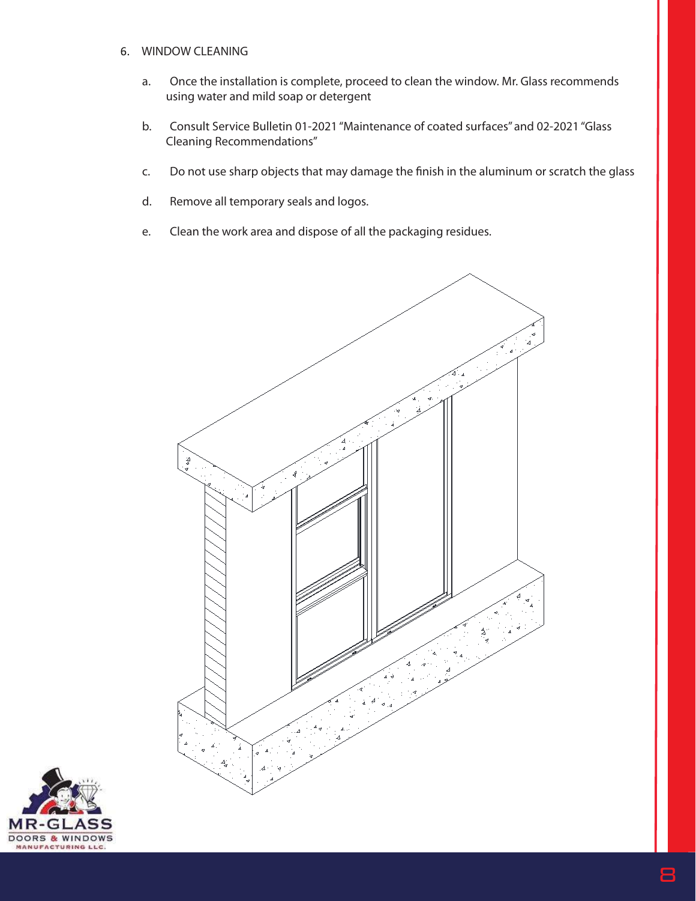6. WINDOW CLEANING

   a. Once the installation is complete, proceed to clean the window. Mr. Glass recommends using water and mild soap or detergent

   b. Consult Service Bulletin 01-2021 "Maintenance of coated surfaces" and 02-2021 "Glass Cleaning Recommendations"

   c. Do not use sharp objects that may damage the finish in the aluminum or scratch the glass

   d. Remove all temporary seals and logos.

   e. Clean the work area and dispose of all the packaging residues.